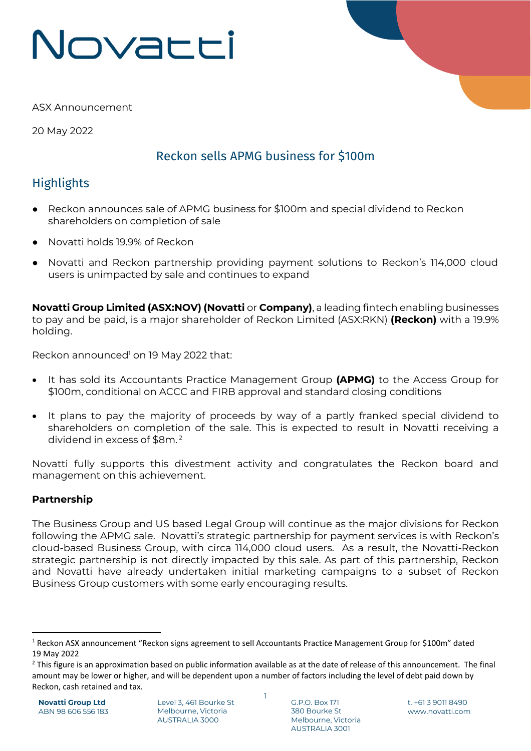# Novatti

ASX Announcement

20 May 2022

## Reckon sells APMG business for $100m

## Highlights

- Reckon announces sale of APMG business for $100m and special dividend to Reckon shareholders on completion of sale
- Novatti holds 19.9% of Reckon
- Novatti and Reckon partnership providing payment solutions to Reckon's 114,000 cloud users is unimpacted by sale and continues to expand

**Novatti Group Limited (ASX:NOV) (Novatti** or **Company)**, a leading fintech enabling businesses to pay and be paid, is a major shareholder of Reckon Limited (ASX:RKN) **(Reckon)** with a 19.9% holding.

Reckon announced[1] on 19 May 2022 that:

- It has sold its Accountants Practice Management Group **(APMG)** to the Access Group for $100m, conditional on ACCC and FIRB approval and standard closing conditions
- It plans to pay the majority of proceeds by way of a partly franked special dividend to shareholders on completion of the sale. This is expected to result in Novatti receiving a dividend in excess of $8m.[2]

Novatti fully supports this divestment activity and congratulates the Reckon board and management on this achievement.

**Partnership**

The Business Group and US based Legal Group will continue as the major divisions for Reckon following the APMG sale. Novatti's strategic partnership for payment services is with Reckon's cloud-based Business Group, with circa 114,000 cloud users. As a result, the Novatti-Reckon strategic partnership is not directly impacted by this sale. As part of this partnership, Reckon and Novatti have already undertaken initial marketing campaigns to a subset of Reckon Business Group customers with some early encouraging results.

---

[1] Reckon ASX announcement "Reckon signs agreement to sell Accountants Practice Management Group for $100m" dated 19 May 2022

[2] This figure is an approximation based on public information available as at the date of release of this announcement. The final amount may be lower or higher, and will be dependent upon a number of factors including the level of debt paid down by Reckon, cash retained and tax.

**Novatti Group Ltd**
ABN 98 606 556 183

Level 3, 461 Bourke St
Melbourne, Victoria
AUSTRALIA 3000

G.P.O. Box 171
380 Bourke St
Melbourne, Victoria
AUSTRALIA 3001

t. +61 3 9011 8490
www.novatti.com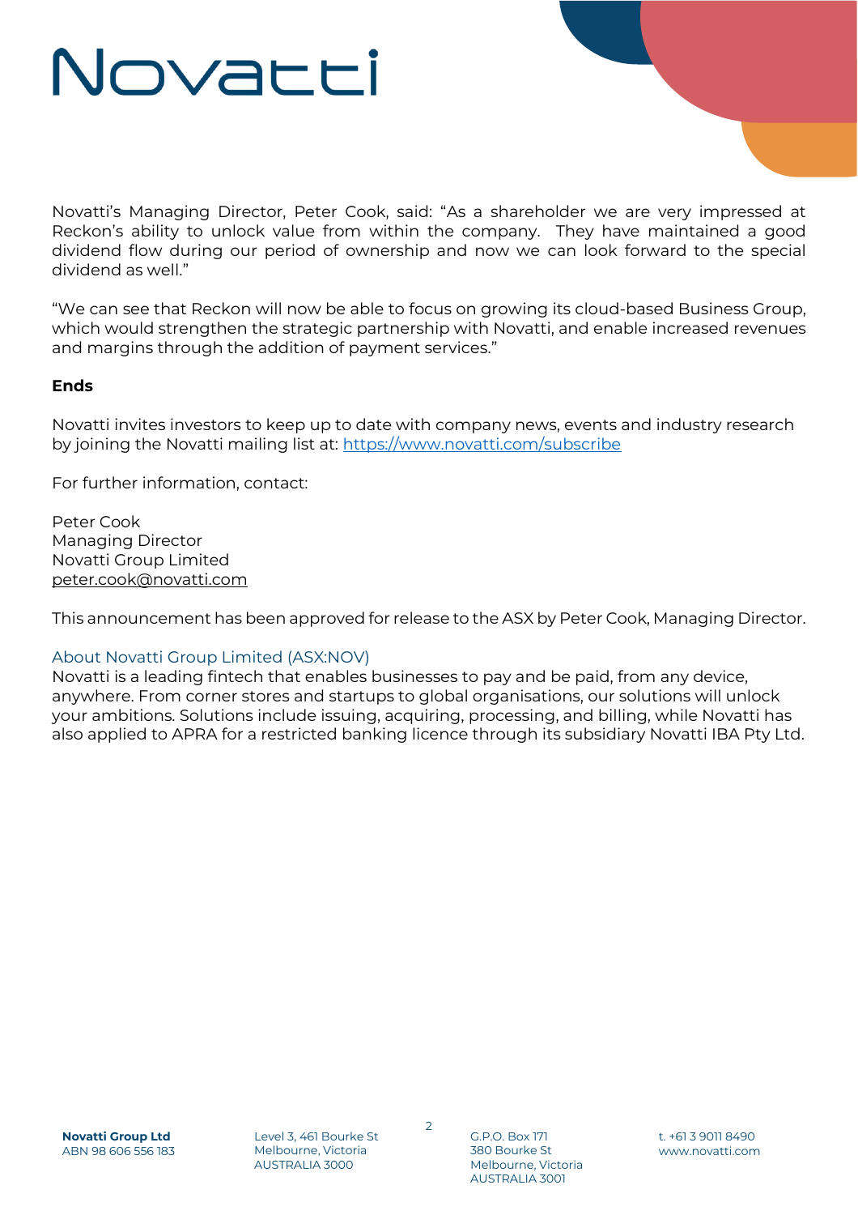Novatti's Managing Director, Peter Cook, said: "As a shareholder we are very impressed at Reckon's ability to unlock value from within the company. They have maintained a good dividend flow during our period of ownership and now we can look forward to the special dividend as well."

"We can see that Reckon will now be able to focus on growing its cloud-based Business Group, which would strengthen the strategic partnership with Novatti, and enable increased revenues and margins through the addition of payment services."

**Ends**

Novatti invites investors to keep up to date with company news, events and industry research by joining the Novatti mailing list at: https://www.novatti.com/subscribe

For further information, contact:

Peter Cook
Managing Director
Novatti Group Limited
peter.cook@novatti.com

This announcement has been approved for release to the ASX by Peter Cook, Managing Director.

### About Novatti Group Limited (ASX:NOV)

Novatti is a leading fintech that enables businesses to pay and be paid, from any device, anywhere. From corner stores and startups to global organisations, our solutions will unlock your ambitions. Solutions include issuing, acquiring, processing, and billing, while Novatti has also applied to APRA for a restricted banking licence through its subsidiary Novatti IBA Pty Ltd.